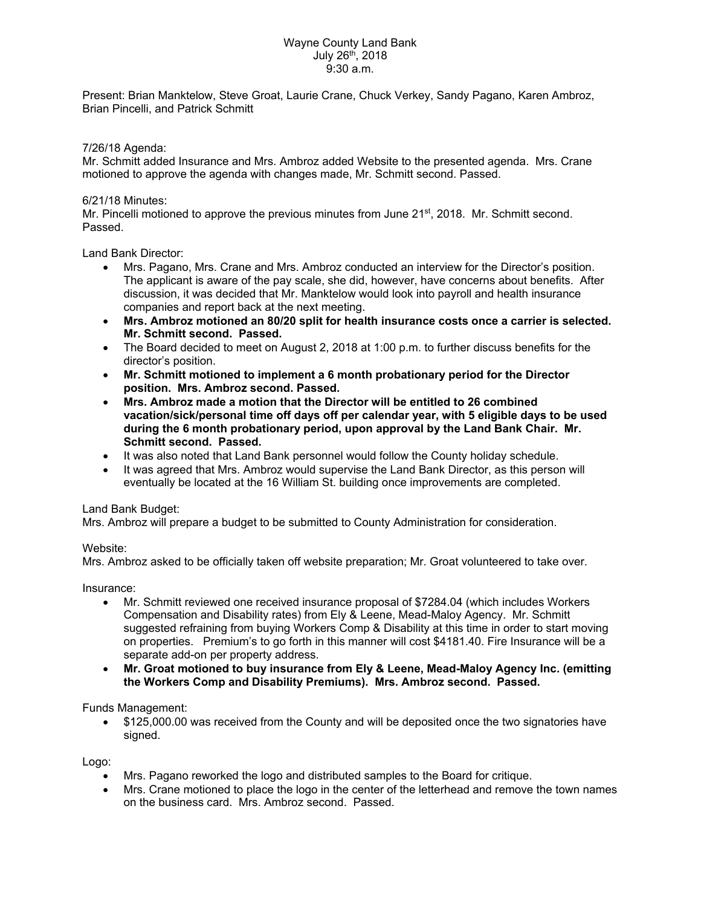Wayne County Land Bank
July 26th, 2018
9:30 a.m.

Present: Brian Manktelow, Steve Groat, Laurie Crane, Chuck Verkey, Sandy Pagano, Karen Ambroz, Brian Pincelli, and Patrick Schmitt

7/26/18 Agenda:
Mr. Schmitt added Insurance and Mrs. Ambroz added Website to the presented agenda. Mrs. Crane motioned to approve the agenda with changes made, Mr. Schmitt second. Passed.

6/21/18 Minutes:
Mr. Pincelli motioned to approve the previous minutes from June 21st, 2018. Mr. Schmitt second. Passed.

Land Bank Director:

- Mrs. Pagano, Mrs. Crane and Mrs. Ambroz conducted an interview for the Director's position. The applicant is aware of the pay scale, she did, however, have concerns about benefits. After discussion, it was decided that Mr. Manktelow would look into payroll and health insurance companies and report back at the next meeting.
- **Mrs. Ambroz motioned an 80/20 split for health insurance costs once a carrier is selected. Mr. Schmitt second. Passed.**
- The Board decided to meet on August 2, 2018 at 1:00 p.m. to further discuss benefits for the director's position.
- **Mr. Schmitt motioned to implement a 6 month probationary period for the Director position. Mrs. Ambroz second. Passed.**
- **Mrs. Ambroz made a motion that the Director will be entitled to 26 combined vacation/sick/personal time off days off per calendar year, with 5 eligible days to be used during the 6 month probationary period, upon approval by the Land Bank Chair. Mr. Schmitt second. Passed.**
- It was also noted that Land Bank personnel would follow the County holiday schedule.
- It was agreed that Mrs. Ambroz would supervise the Land Bank Director, as this person will eventually be located at the 16 William St. building once improvements are completed.

Land Bank Budget:
Mrs. Ambroz will prepare a budget to be submitted to County Administration for consideration.

Website:
Mrs. Ambroz asked to be officially taken off website preparation; Mr. Groat volunteered to take over.

Insurance:

- Mr. Schmitt reviewed one received insurance proposal of $7284.04 (which includes Workers Compensation and Disability rates) from Ely & Leene, Mead-Maloy Agency. Mr. Schmitt suggested refraining from buying Workers Comp & Disability at this time in order to start moving on properties. Premium's to go forth in this manner will cost $4181.40. Fire Insurance will be a separate add-on per property address.
- **Mr. Groat motioned to buy insurance from Ely & Leene, Mead-Maloy Agency Inc. (emitting the Workers Comp and Disability Premiums). Mrs. Ambroz second. Passed.**

Funds Management:

- $125,000.00 was received from the County and will be deposited once the two signatories have signed.

Logo:

- Mrs. Pagano reworked the logo and distributed samples to the Board for critique.
- Mrs. Crane motioned to place the logo in the center of the letterhead and remove the town names on the business card. Mrs. Ambroz second. Passed.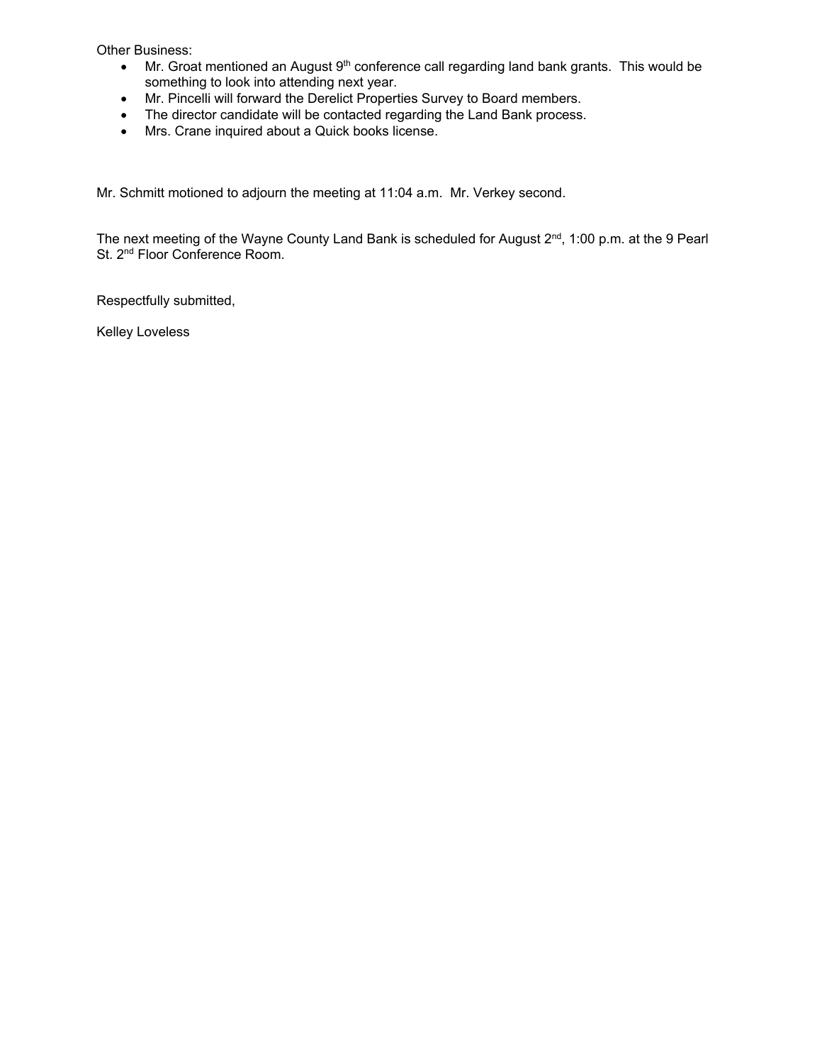Other Business:

- Mr. Groat mentioned an August 9th conference call regarding land bank grants. This would be something to look into attending next year.
- Mr. Pincelli will forward the Derelict Properties Survey to Board members.
- The director candidate will be contacted regarding the Land Bank process.
- Mrs. Crane inquired about a Quick books license.

Mr. Schmitt motioned to adjourn the meeting at 11:04 a.m. Mr. Verkey second.

The next meeting of the Wayne County Land Bank is scheduled for August 2nd, 1:00 p.m. at the 9 Pearl St. 2nd Floor Conference Room.

Respectfully submitted,

Kelley Loveless